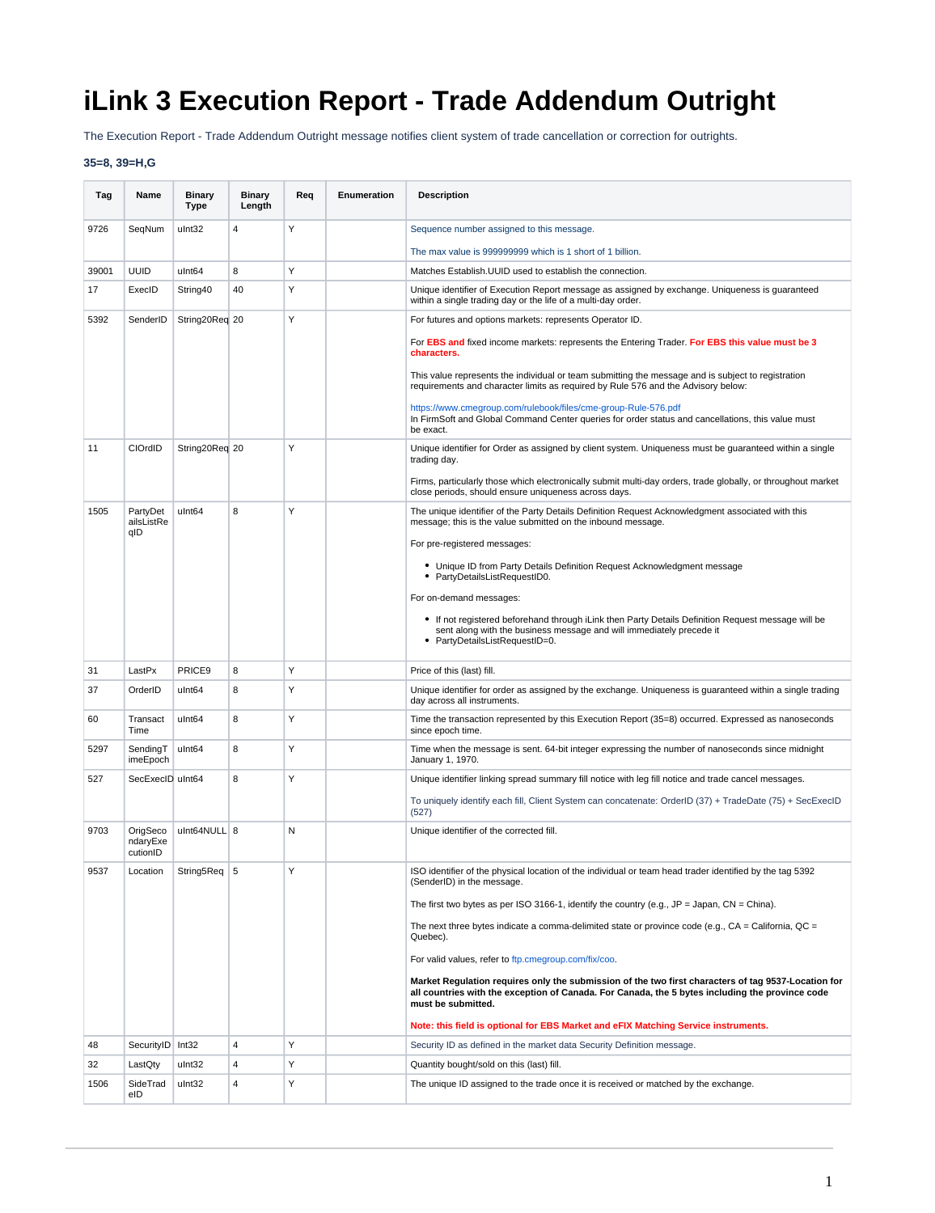# iLink 3 Execution Report - Trade Addendum Outright

The Execution Report - Trade Addendum Outright message notifies client system of trade cancellation or correction for outrights.

**35=8, 39=H,G**

| Tag | Name | Binary Type | Binary Length | Req | Enumeration | Description |
|---|---|---|---|---|---|---|
| 9726 | SeqNum | uInt32 | 4 | Y | | Sequence number assigned to this message.<br><br>The max value is 999999999 which is 1 short of 1 billion. |
| 39001 | UUID | uInt64 | 8 | Y | | Matches Establish.UUID used to establish the connection. |
| 17 | ExecID | String40 | 40 | Y | | Unique identifier of Execution Report message as assigned by exchange. Uniqueness is guaranteed within a single trading day or the life of a multi-day order. |
| 5392 | SenderID | String20Req | 20 | Y | | For futures and options markets: represents Operator ID.<br><br>For **EBS and** fixed income markets: represents the Entering Trader. **For EBS this value must be 3 characters.**<br><br>This value represents the individual or team submitting the message and is subject to registration requirements and character limits as required by Rule 576 and the Advisory below:<br><br>https://www.cmegroup.com/rulebook/files/cme-group-Rule-576.pdf<br>In FirmSoft and Global Command Center queries for order status and cancellations, this value must be exact. |
| 11 | ClOrdID | String20Req | 20 | Y | | Unique identifier for Order as assigned by client system. Uniqueness must be guaranteed within a single trading day.<br><br>Firms, particularly those which electronically submit multi-day orders, trade globally, or throughout market close periods, should ensure uniqueness across days. |
| 1505 | PartyDetailsListReqID | uInt64 | 8 | Y | | The unique identifier of the Party Details Definition Request Acknowledgment associated with this message; this is the value submitted on the inbound message.<br><br>For pre-registered messages:<br><br>• Unique ID from Party Details Definition Request Acknowledgment message<br>• PartyDetailsListRequestID0.<br><br>For on-demand messages:<br><br>• If not registered beforehand through iLink then Party Details Definition Request message will be sent along with the business message and will immediately precede it<br>• PartyDetailsListRequestID=0. |
| 31 | LastPx | PRICE9 | 8 | Y | | Price of this (last) fill. |
| 37 | OrderID | uInt64 | 8 | Y | | Unique identifier for order as assigned by the exchange. Uniqueness is guaranteed within a single trading day across all instruments. |
| 60 | TransactTime | uInt64 | 8 | Y | | Time the transaction represented by this Execution Report (35=8) occurred. Expressed as nanoseconds since epoch time. |
| 5297 | SendingTimeEpoch | uInt64 | 8 | Y | | Time when the message is sent. 64-bit integer expressing the number of nanoseconds since midnight January 1, 1970. |
| 527 | SecExecID | uInt64 | 8 | Y | | Unique identifier linking spread summary fill notice with leg fill notice and trade cancel messages.<br><br>To uniquely identify each fill, Client System can concatenate: OrderID (37) + TradeDate (75) + SecExecID (527) |
| 9703 | OrigSecondaryExecutionID | uInt64NULL | 8 | N | | Unique identifier of the corrected fill. |
| 9537 | Location | String5Req | 5 | Y | | ISO identifier of the physical location of the individual or team head trader identified by the tag 5392 (SenderID) in the message.<br><br>The first two bytes as per ISO 3166-1, identify the country (e.g., JP = Japan, CN = China).<br><br>The next three bytes indicate a comma-delimited state or province code (e.g., CA = California, QC = Quebec).<br><br>For valid values, refer to ftp.cmegroup.com/fix/coo.<br><br>**Market Regulation requires only the submission of the two first characters of tag 9537-Location for all countries with the exception of Canada. For Canada, the 5 bytes including the province code must be submitted.**<br><br>**Note: this field is optional for EBS Market and eFIX Matching Service instruments.** |
| 48 | SecurityID | Int32 | 4 | Y | | Security ID as defined in the market data Security Definition message. |
| 32 | LastQty | uInt32 | 4 | Y | | Quantity bought/sold on this (last) fill. |
| 1506 | SideTradeID | uInt32 | 4 | Y | | The unique ID assigned to the trade once it is received or matched by the exchange. |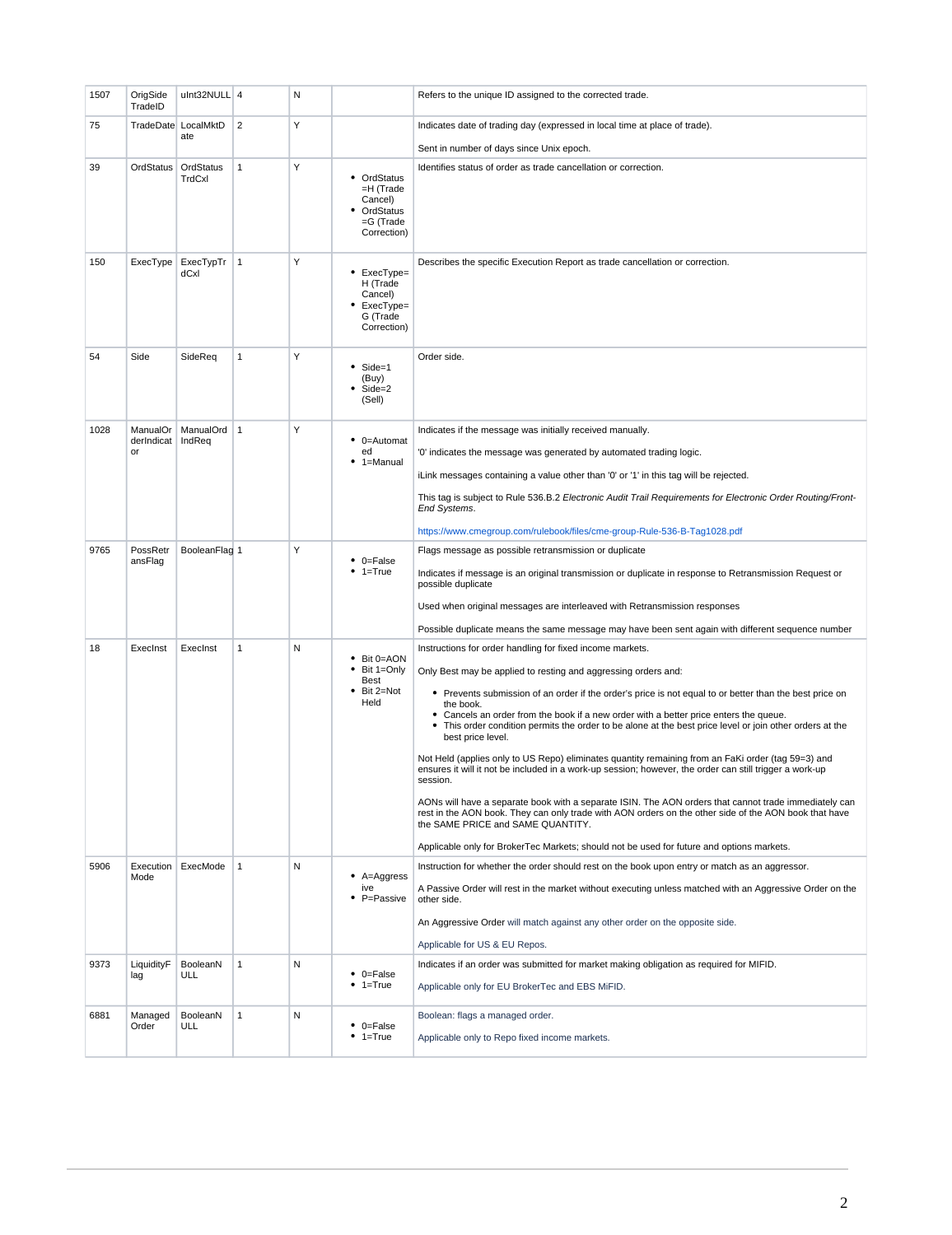| | | | | | | |
|---|---|---|---|---|---|---|
| 1507 | OrigSideTradeID | uInt32NULL | 4 | N | | Refers to the unique ID assigned to the corrected trade. |
| 75 | TradeDate | LocalMktDate | 2 | Y | | Indicates date of trading day (expressed in local time at place of trade).<br><br>Sent in number of days since Unix epoch. |
| 39 | OrdStatus | OrdStatusTrdCxl | 1 | Y | • OrdStatus=H (Trade Cancel)<br>• OrdStatus=G (Trade Correction) | Identifies status of order as trade cancellation or correction. |
| 150 | ExecType | ExecTypTrdCxl | 1 | Y | • ExecType=H (Trade Cancel)<br>• ExecType=G (Trade Correction) | Describes the specific Execution Report as trade cancellation or correction. |
| 54 | Side | SideReq | 1 | Y | • Side=1 (Buy)<br>• Side=2 (Sell) | Order side. |
| 1028 | ManualOrderIndicator | ManualOrdIndReq | 1 | Y | • 0=Automated<br>• 1=Manual | Indicates if the message was initially received manually.<br><br>'0' indicates the message was generated by automated trading logic.<br><br>iLink messages containing a value other than '0' or '1' in this tag will be rejected.<br><br>This tag is subject to Rule 536.B.2 *Electronic Audit Trail Requirements for Electronic Order Routing/Front-End Systems*.<br><br>https://www.cmegroup.com/rulebook/files/cme-group-Rule-536-B-Tag1028.pdf |
| 9765 | PossRetransFlag | BooleanFlag | 1 | Y | • 0=False<br>• 1=True | Flags message as possible retransmission or duplicate<br><br>Indicates if message is an original transmission or duplicate in response to Retransmission Request or possible duplicate<br><br>Used when original messages are interleaved with Retransmission responses<br><br>Possible duplicate means the same message may have been sent again with different sequence number |
| 18 | ExecInst | ExecInst | 1 | N | • Bit 0=AON<br>• Bit 1=Only Best<br>• Bit 2=Not Held | Instructions for order handling for fixed income markets.<br><br>Only Best may be applied to resting and aggressing orders and:<br>• Prevents submission of an order if the order's price is not equal to or better than the best price on the book.<br>• Cancels an order from the book if a new order with a better price enters the queue.<br>• This order condition permits the order to be alone at the best price level or join other orders at the best price level.<br><br>Not Held (applies only to US Repo) eliminates quantity remaining from an FaKi order (tag 59=3) and ensures it will it not be included in a work-up session; however, the order can still trigger a work-up session.<br><br>AONs will have a separate book with a separate ISIN. The AON orders that cannot trade immediately can rest in the AON book. They can only trade with AON orders on the other side of the AON book that have the SAME PRICE and SAME QUANTITY.<br><br>Applicable only for BrokerTec Markets; should not be used for future and options markets. |
| 5906 | ExecutionMode | ExecMode | 1 | N | • A=Aggressive<br>• P=Passive | Instruction for whether the order should rest on the book upon entry or match as an aggressor.<br><br>A Passive Order will rest in the market without executing unless matched with an Aggressive Order on the other side.<br><br>An Aggressive Order will match against any other order on the opposite side.<br><br>Applicable for US & EU Repos. |
| 9373 | LiquidityFlag | BooleanNULL | 1 | N | • 0=False<br>• 1=True | Indicates if an order was submitted for market making obligation as required for MIFID.<br><br>Applicable only for EU BrokerTec and EBS MiFID. |
| 6881 | ManagedOrder | BooleanNULL | 1 | N | • 0=False<br>• 1=True | Boolean: flags a managed order.<br><br>Applicable only to Repo fixed income markets. |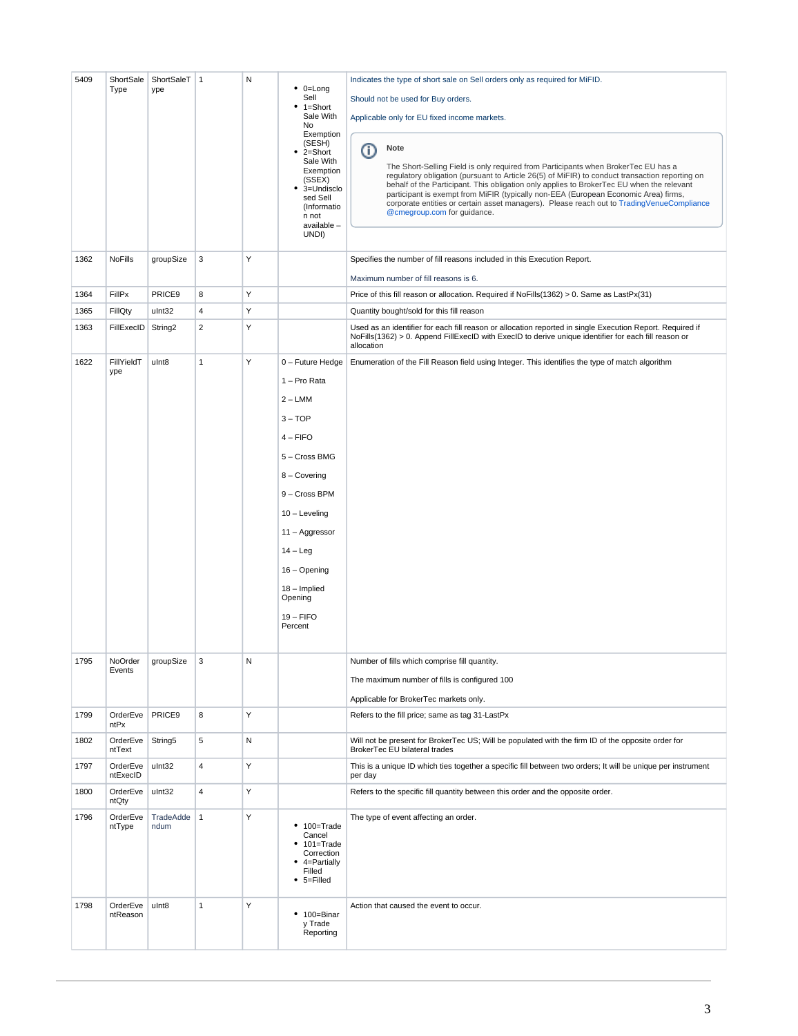| | | | | | | |
|---|---|---|---|---|---|---|
| 5409 | ShortSaleType | ShortSaleType | 1 | N | • 0=Long Sell<br>• 1=Short Sale With No Exemption (SESH)<br>• 2=Short Sale With Exemption (SSEX)<br>• 3=Undisclosed Sell (Information not available – UNDI) | Indicates the type of short sale on Sell orders only as required for MiFID.<br><br>Should not be used for Buy orders.<br><br>Applicable only for EU fixed income markets.<br><br>**Note**<br><br>The Short-Selling Field is only required from Participants when BrokerTec EU has a regulatory obligation (pursuant to Article 26(5) of MiFIR) to conduct transaction reporting on behalf of the Participant. This obligation only applies to BrokerTec EU when the relevant participant is exempt from MiFIR (typically non-EEA (European Economic Area) firms, corporate entities or certain asset managers). Please reach out to TradingVenueCompliance@cmegroup.com for guidance. |
| 1362 | NoFills | groupSize | 3 | Y | | Specifies the number of fill reasons included in this Execution Report.<br><br>Maximum number of fill reasons is 6. |
| 1364 | FillPx | PRICE9 | 8 | Y | | Price of this fill reason or allocation. Required if NoFills(1362) > 0. Same as LastPx(31) |
| 1365 | FillQty | uInt32 | 4 | Y | | Quantity bought/sold for this fill reason |
| 1363 | FillExecID | String2 | 2 | Y | | Used as an identifier for each fill reason or allocation reported in single Execution Report. Required if NoFills(1362) > 0. Append FillExecID with ExecID to derive unique identifier for each fill reason or allocation |
| 1622 | FillYieldType | uInt8 | 1 | Y | 0 – Future Hedge<br><br>1 – Pro Rata<br><br>2 – LMM<br><br>3 – TOP<br><br>4 – FIFO<br><br>5 – Cross BMG<br><br>8 – Covering<br><br>9 – Cross BPM<br><br>10 – Leveling<br><br>11 – Aggressor<br><br>14 – Leg<br><br>16 – Opening<br><br>18 – Implied Opening<br><br>19 – FIFO Percent | Enumeration of the Fill Reason field using Integer. This identifies the type of match algorithm |
| 1795 | NoOrderEvents | groupSize | 3 | N | | Number of fills which comprise fill quantity.<br><br>The maximum number of fills is configured 100<br><br>Applicable for BrokerTec markets only. |
| 1799 | OrderEventPx | PRICE9 | 8 | Y | | Refers to the fill price; same as tag 31-LastPx |
| 1802 | OrderEventText | String5 | 5 | N | | Will not be present for BrokerTec US; Will be populated with the firm ID of the opposite order for BrokerTec EU bilateral trades |
| 1797 | OrderEventExecID | uInt32 | 4 | Y | | This is a unique ID which ties together a specific fill between two orders; It will be unique per instrument per day |
| 1800 | OrderEventQty | uInt32 | 4 | Y | | Refers to the specific fill quantity between this order and the opposite order. |
| 1796 | OrderEventType | TradeAddendum | 1 | Y | • 100=Trade Cancel<br>• 101=Trade Correction<br>• 4=Partially Filled<br>• 5=Filled | The type of event affecting an order. |
| 1798 | OrderEventReason | uInt8 | 1 | Y | • 100=Binary Trade Reporting | Action that caused the event to occur. |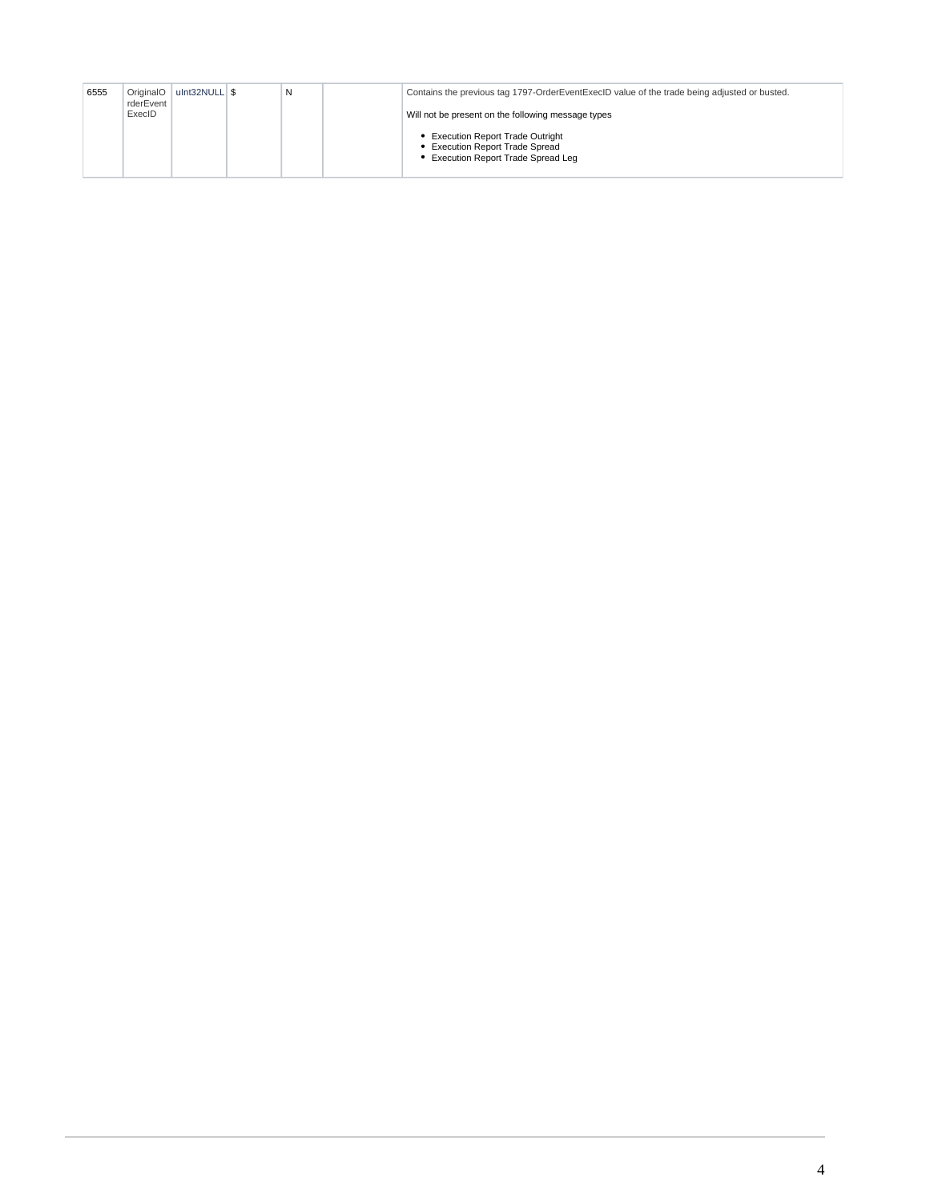| | | | | | | | |
|---|---|---|---|---|---|---|---|
| 6555 | OriginalOrderEventExecID | uInt32NULL | $ | | N | | Contains the previous tag 1797-OrderEventExecID value of the trade being adjusted or busted.<br><br>Will not be present on the following message types<br><br>• Execution Report Trade Outright<br>• Execution Report Trade Spread<br>• Execution Report Trade Spread Leg |